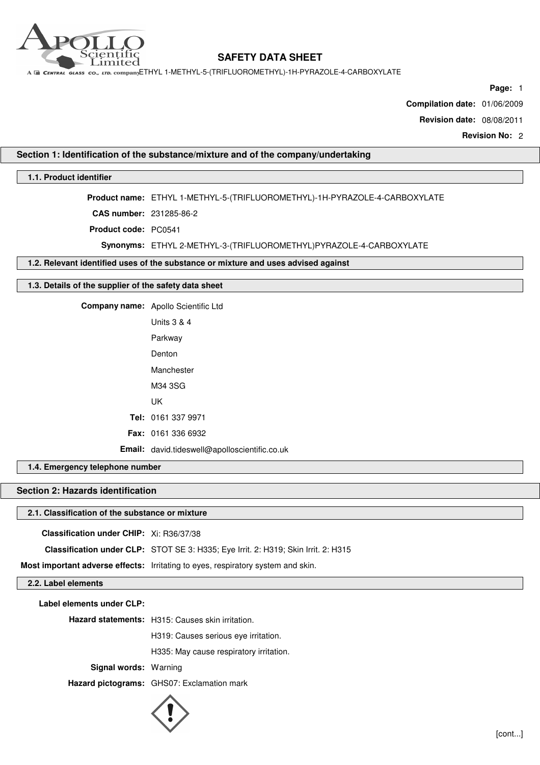# SAFETY DATA SHEET

ETHYL 1-METHYL-5-(TRIFLUOROMETHYL)-1H-PYRAZOLE-4-CARBOXYLATE

**Page:** 1

**Compilation date:** 01/06/2009

**Revision date:** 08/08/2011

**Revision No:** 2

## Section 1: Identification of the substance/mixture and of the company/undertaking

### 1.1. Product identifier

**Product name:** ETHYL 1-METHYL-5-(TRIFLUOROMETHYL)-1H-PYRAZOLE-4-CARBOXYLATE

**CAS number:** 231285-86-2

**Product code:** PC0541

**Synonyms:** ETHYL 2-METHYL-3-(TRIFLUOROMETHYL)PYRAZOLE-4-CARBOXYLATE

### 1.2. Relevant identified uses of the substance or mixture and uses advised against

### 1.3. Details of the supplier of the safety data sheet

**Company name:** Apollo Scientific Ltd

Units 3 & 4

Parkway

Denton

Manchester

M34 3SG

UK

**Tel:** 0161 337 9971

**Fax:** 0161 336 6932

**Email:** david.tideswell@apolloscientific.co.uk

### 1.4. Emergency telephone number

## Section 2: Hazards identification

### 2.1. Classification of the substance or mixture

**Classification under CHIP:** Xi: R36/37/38

**Classification under CLP:** STOT SE 3: H335; Eye Irrit. 2: H319; Skin Irrit. 2: H315

**Most important adverse effects:** Irritating to eyes, respiratory system and skin.

### 2.2. Label elements

**Label elements under CLP:**

**Hazard statements:** H315: Causes skin irritation.

H319: Causes serious eye irritation.

H335: May cause respiratory irritation.

**Signal words:** Warning

**Hazard pictograms:** GHS07: Exclamation mark

[cont...]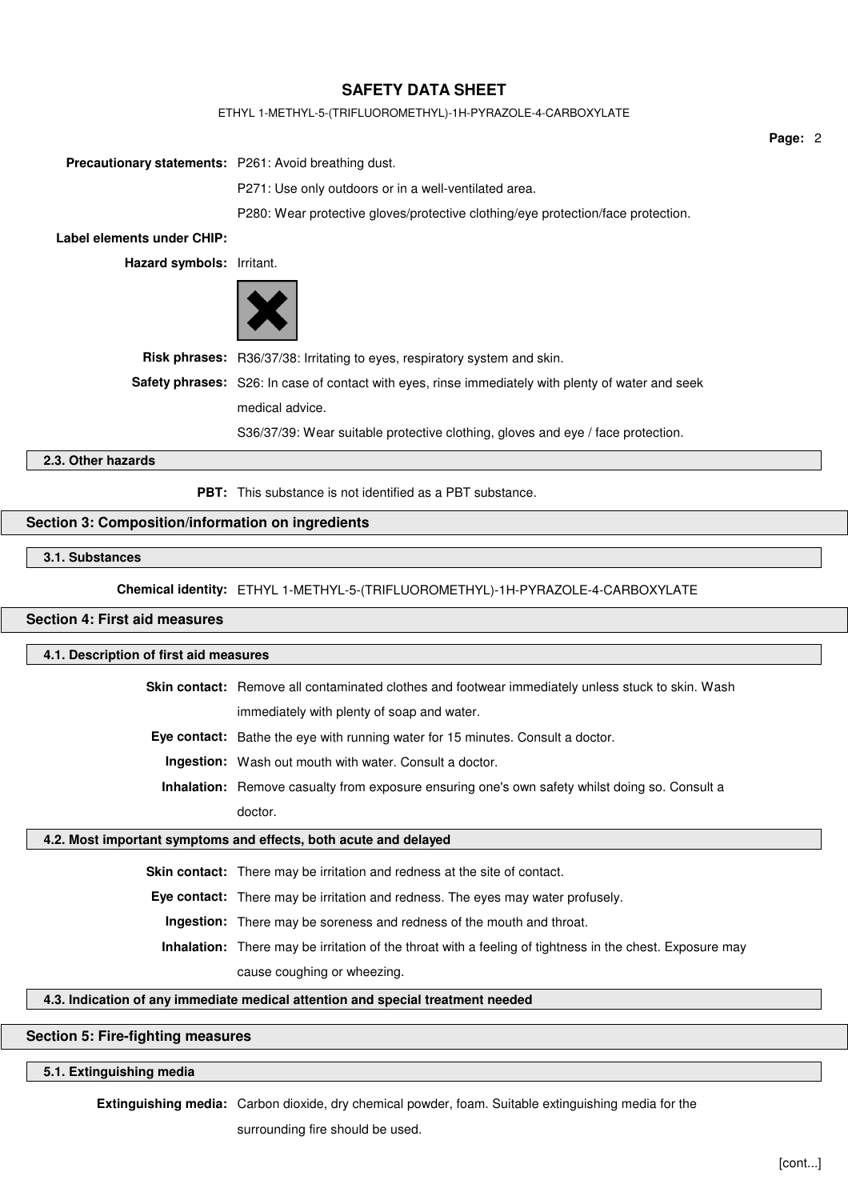**Precautionary statements:** P261: Avoid breathing dust.

P271: Use only outdoors or in a well-ventilated area.

P280: Wear protective gloves/protective clothing/eye protection/face protection.

**Label elements under CHIP:**

**Hazard symbols:** Irritant.

**Risk phrases:** R36/37/38: Irritating to eyes, respiratory system and skin.

**Safety phrases:** S26: In case of contact with eyes, rinse immediately with plenty of water and seek medical advice.

S36/37/39: Wear suitable protective clothing, gloves and eye / face protection.

### 2.3. Other hazards

**PBT:** This substance is not identified as a PBT substance.

## Section 3: Composition/information on ingredients

### 3.1. Substances

**Chemical identity:** ETHYL 1-METHYL-5-(TRIFLUOROMETHYL)-1H-PYRAZOLE-4-CARBOXYLATE

## Section 4: First aid measures

### 4.1. Description of first aid measures

**Skin contact:** Remove all contaminated clothes and footwear immediately unless stuck to skin. Wash immediately with plenty of soap and water.

**Eye contact:** Bathe the eye with running water for 15 minutes. Consult a doctor.

**Ingestion:** Wash out mouth with water. Consult a doctor.

**Inhalation:** Remove casualty from exposure ensuring one's own safety whilst doing so. Consult a doctor.

### 4.2. Most important symptoms and effects, both acute and delayed

**Skin contact:** There may be irritation and redness at the site of contact.

**Eye contact:** There may be irritation and redness. The eyes may water profusely.

**Ingestion:** There may be soreness and redness of the mouth and throat.

**Inhalation:** There may be irritation of the throat with a feeling of tightness in the chest. Exposure may cause coughing or wheezing.

### 4.3. Indication of any immediate medical attention and special treatment needed

## Section 5: Fire-fighting measures

### 5.1. Extinguishing media

**Extinguishing media:** Carbon dioxide, dry chemical powder, foam. Suitable extinguishing media for the surrounding fire should be used.

[cont...]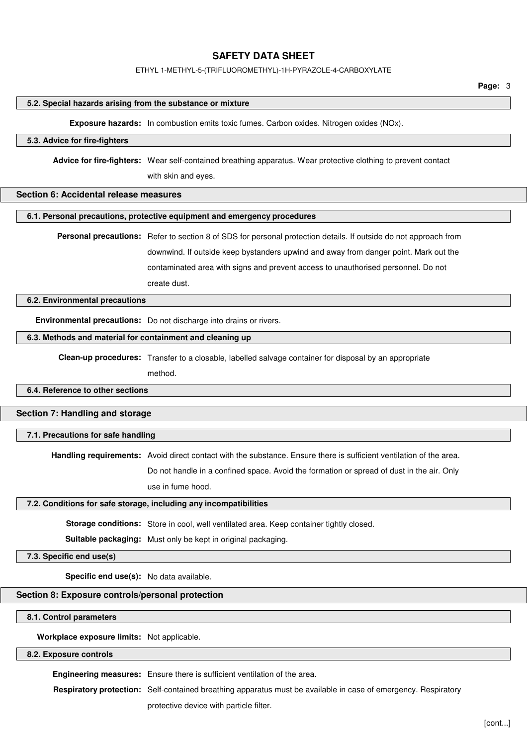### 5.2. Special hazards arising from the substance or mixture

**Exposure hazards:** In combustion emits toxic fumes. Carbon oxides. Nitrogen oxides (NOx).

### 5.3. Advice for fire-fighters

**Advice for fire-fighters:** Wear self-contained breathing apparatus. Wear protective clothing to prevent contact with skin and eyes.

## Section 6: Accidental release measures

### 6.1. Personal precautions, protective equipment and emergency procedures

**Personal precautions:** Refer to section 8 of SDS for personal protection details. If outside do not approach from downwind. If outside keep bystanders upwind and away from danger point. Mark out the contaminated area with signs and prevent access to unauthorised personnel. Do not create dust.

### 6.2. Environmental precautions

**Environmental precautions:** Do not discharge into drains or rivers.

### 6.3. Methods and material for containment and cleaning up

**Clean-up procedures:** Transfer to a closable, labelled salvage container for disposal by an appropriate method.

### 6.4. Reference to other sections

## Section 7: Handling and storage

### 7.1. Precautions for safe handling

**Handling requirements:** Avoid direct contact with the substance. Ensure there is sufficient ventilation of the area. Do not handle in a confined space. Avoid the formation or spread of dust in the air. Only use in fume hood.

### 7.2. Conditions for safe storage, including any incompatibilities

**Storage conditions:** Store in cool, well ventilated area. Keep container tightly closed.

**Suitable packaging:** Must only be kept in original packaging.

### 7.3. Specific end use(s)

**Specific end use(s):** No data available.

## Section 8: Exposure controls/personal protection

### 8.1. Control parameters

**Workplace exposure limits:** Not applicable.

### 8.2. Exposure controls

**Engineering measures:** Ensure there is sufficient ventilation of the area.

**Respiratory protection:** Self-contained breathing apparatus must be available in case of emergency. Respiratory protective device with particle filter.

[cont...]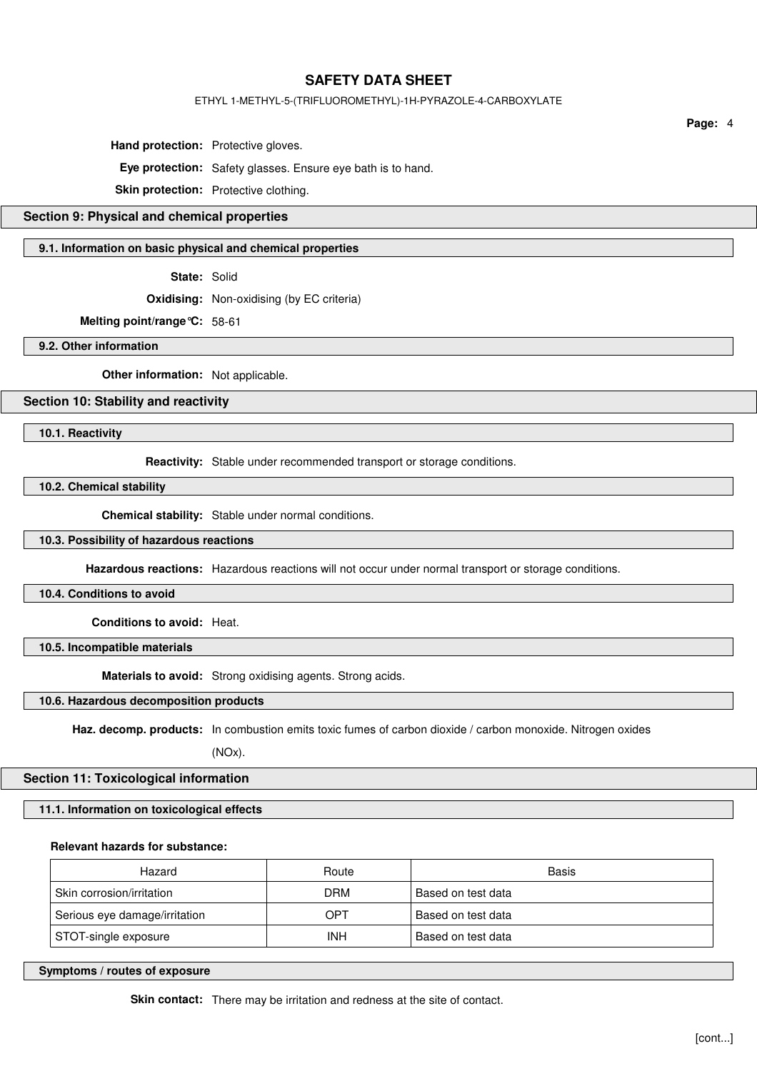**Hand protection:** Protective gloves.

**Eye protection:** Safety glasses. Ensure eye bath is to hand.

**Skin protection:** Protective clothing.

## Section 9: Physical and chemical properties

### 9.1. Information on basic physical and chemical properties

**State:** Solid

**Oxidising:** Non-oxidising (by EC criteria)

**Melting point/range°C:** 58-61

### 9.2. Other information

**Other information:** Not applicable.

## Section 10: Stability and reactivity

### 10.1. Reactivity

**Reactivity:** Stable under recommended transport or storage conditions.

### 10.2. Chemical stability

**Chemical stability:** Stable under normal conditions.

### 10.3. Possibility of hazardous reactions

**Hazardous reactions:** Hazardous reactions will not occur under normal transport or storage conditions.

### 10.4. Conditions to avoid

**Conditions to avoid:** Heat.

### 10.5. Incompatible materials

**Materials to avoid:** Strong oxidising agents. Strong acids.

### 10.6. Hazardous decomposition products

**Haz. decomp. products:** In combustion emits toxic fumes of carbon dioxide / carbon monoxide. Nitrogen oxides (NOx).

## Section 11: Toxicological information

### 11.1. Information on toxicological effects

**Relevant hazards for substance:**

| Hazard | Route | Basis |
|---|---|---|
| Skin corrosion/irritation | DRM | Based on test data |
| Serious eye damage/irritation | OPT | Based on test data |
| STOT-single exposure | INH | Based on test data |

### Symptoms / routes of exposure

**Skin contact:** There may be irritation and redness at the site of contact.

[cont...]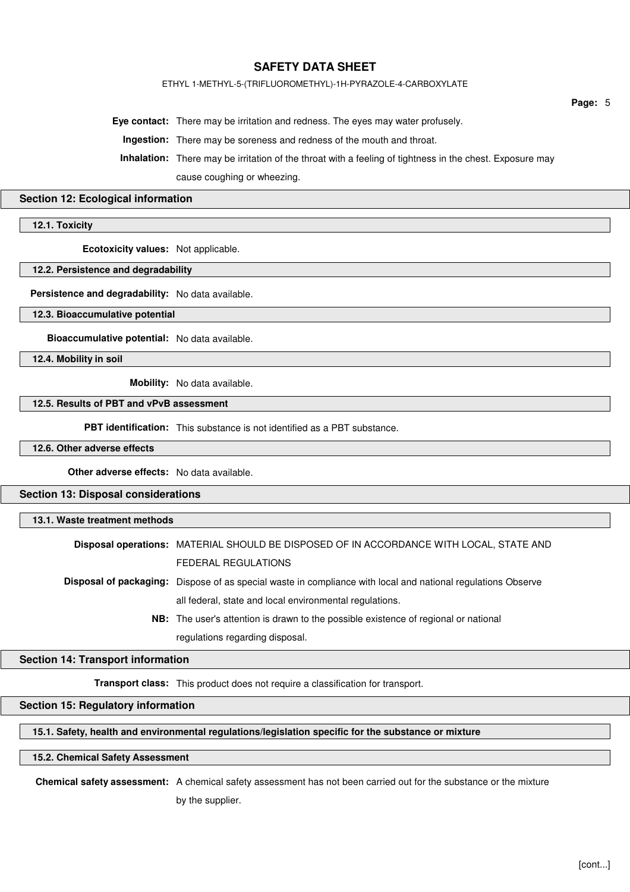**Eye contact:** There may be irritation and redness. The eyes may water profusely.

**Ingestion:** There may be soreness and redness of the mouth and throat.

**Inhalation:** There may be irritation of the throat with a feeling of tightness in the chest. Exposure may cause coughing or wheezing.

## Section 12: Ecological information

### 12.1. Toxicity

**Ecotoxicity values:** Not applicable.

### 12.2. Persistence and degradability

**Persistence and degradability:** No data available.

### 12.3. Bioaccumulative potential

**Bioaccumulative potential:** No data available.

### 12.4. Mobility in soil

**Mobility:** No data available.

### 12.5. Results of PBT and vPvB assessment

**PBT identification:** This substance is not identified as a PBT substance.

### 12.6. Other adverse effects

**Other adverse effects:** No data available.

## Section 13: Disposal considerations

### 13.1. Waste treatment methods

**Disposal operations:** MATERIAL SHOULD BE DISPOSED OF IN ACCORDANCE WITH LOCAL, STATE AND FEDERAL REGULATIONS

**Disposal of packaging:** Dispose of as special waste in compliance with local and national regulations Observe all federal, state and local environmental regulations.

**NB:** The user's attention is drawn to the possible existence of regional or national regulations regarding disposal.

## Section 14: Transport information

**Transport class:** This product does not require a classification for transport.

## Section 15: Regulatory information

### 15.1. Safety, health and environmental regulations/legislation specific for the substance or mixture

### 15.2. Chemical Safety Assessment

**Chemical safety assessment:** A chemical safety assessment has not been carried out for the substance or the mixture by the supplier.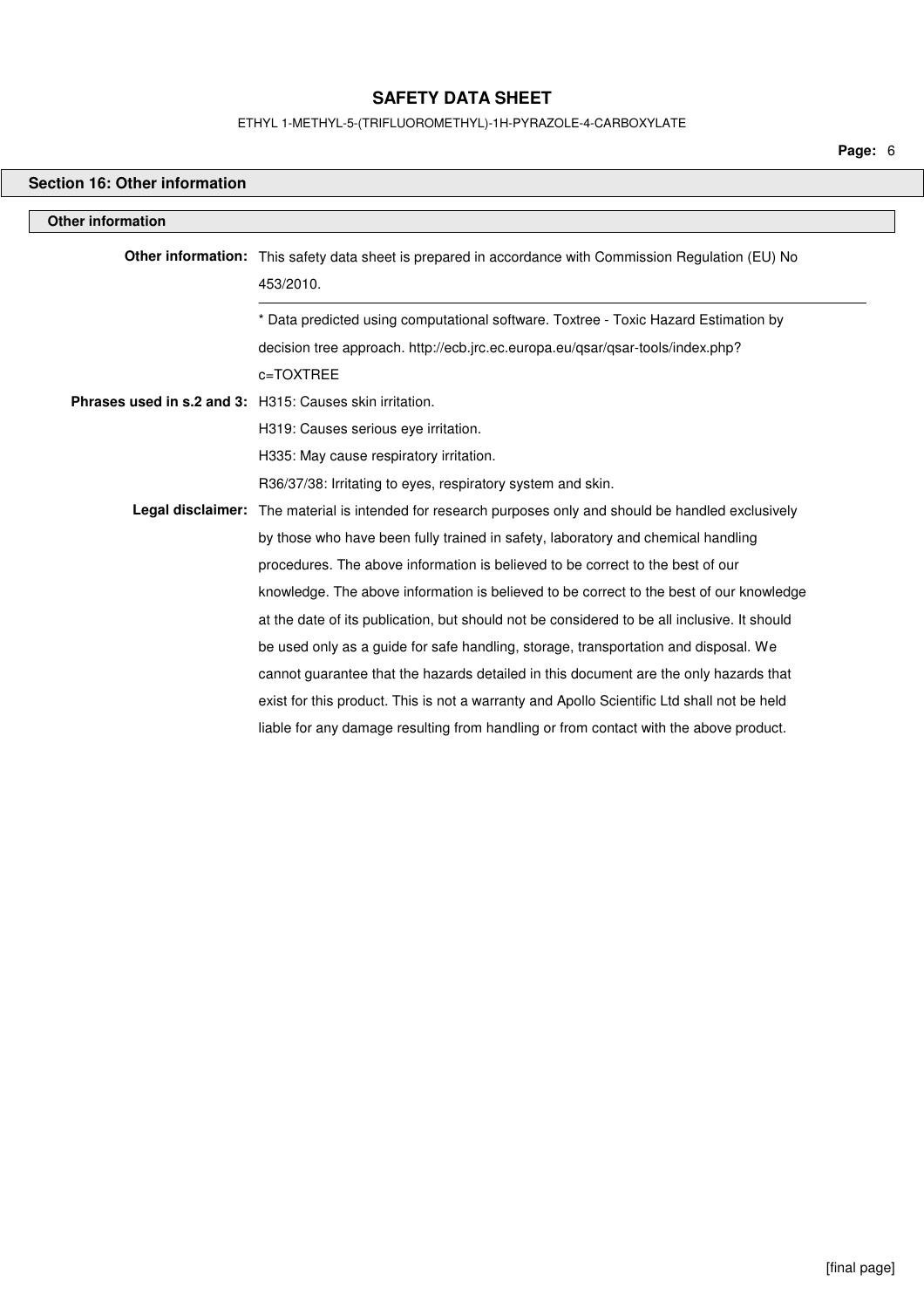## Section 16: Other information

### Other information

**Other information:** This safety data sheet is prepared in accordance with Commission Regulation (EU) No 453/2010.

---

* Data predicted using computational software. Toxtree - Toxic Hazard Estimation by decision tree approach. http://ecb.jrc.ec.europa.eu/qsar/qsar-tools/index.php?c=TOXTREE

**Phrases used in s.2 and 3:** H315: Causes skin irritation.

H319: Causes serious eye irritation.

H335: May cause respiratory irritation.

R36/37/38: Irritating to eyes, respiratory system and skin.

**Legal disclaimer:** The material is intended for research purposes only and should be handled exclusively by those who have been fully trained in safety, laboratory and chemical handling procedures. The above information is believed to be correct to the best of our knowledge. The above information is believed to be correct to the best of our knowledge at the date of its publication, but should not be considered to be all inclusive. It should be used only as a guide for safe handling, storage, transportation and disposal. We cannot guarantee that the hazards detailed in this document are the only hazards that exist for this product. This is not a warranty and Apollo Scientific Ltd shall not be held liable for any damage resulting from handling or from contact with the above product.